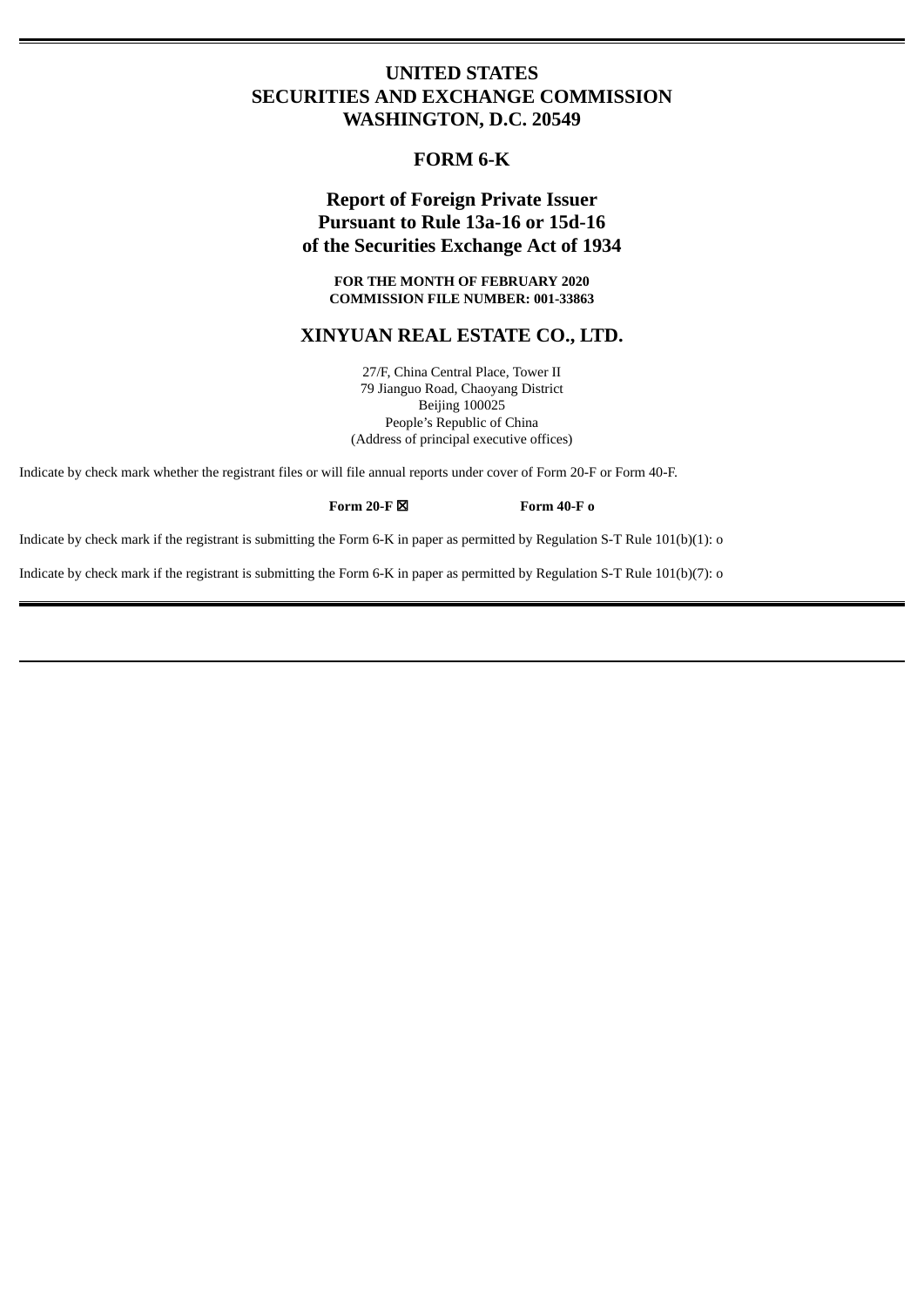# UNITED STATES
# SECURITIES AND EXCHANGE COMMISSION
# WASHINGTON, D.C. 20549

## FORM 6-K

## Report of Foreign Private Issuer
## Pursuant to Rule 13a-16 or 15d-16
## of the Securities Exchange Act of 1934

**FOR THE MONTH OF FEBRUARY 2020**
**COMMISSION FILE NUMBER: 001-33863**

## XINYUAN REAL ESTATE CO., LTD.

27/F, China Central Place, Tower II
79 Jianguo Road, Chaoyang District
Beijing 100025
People's Republic of China
(Address of principal executive offices)

Indicate by check mark whether the registrant files or will file annual reports under cover of Form 20-F or Form 40-F.

**Form 20-F** ☒ **Form 40-F** o

Indicate by check mark if the registrant is submitting the Form 6-K in paper as permitted by Regulation S-T Rule 101(b)(1): o

Indicate by check mark if the registrant is submitting the Form 6-K in paper as permitted by Regulation S-T Rule 101(b)(7): o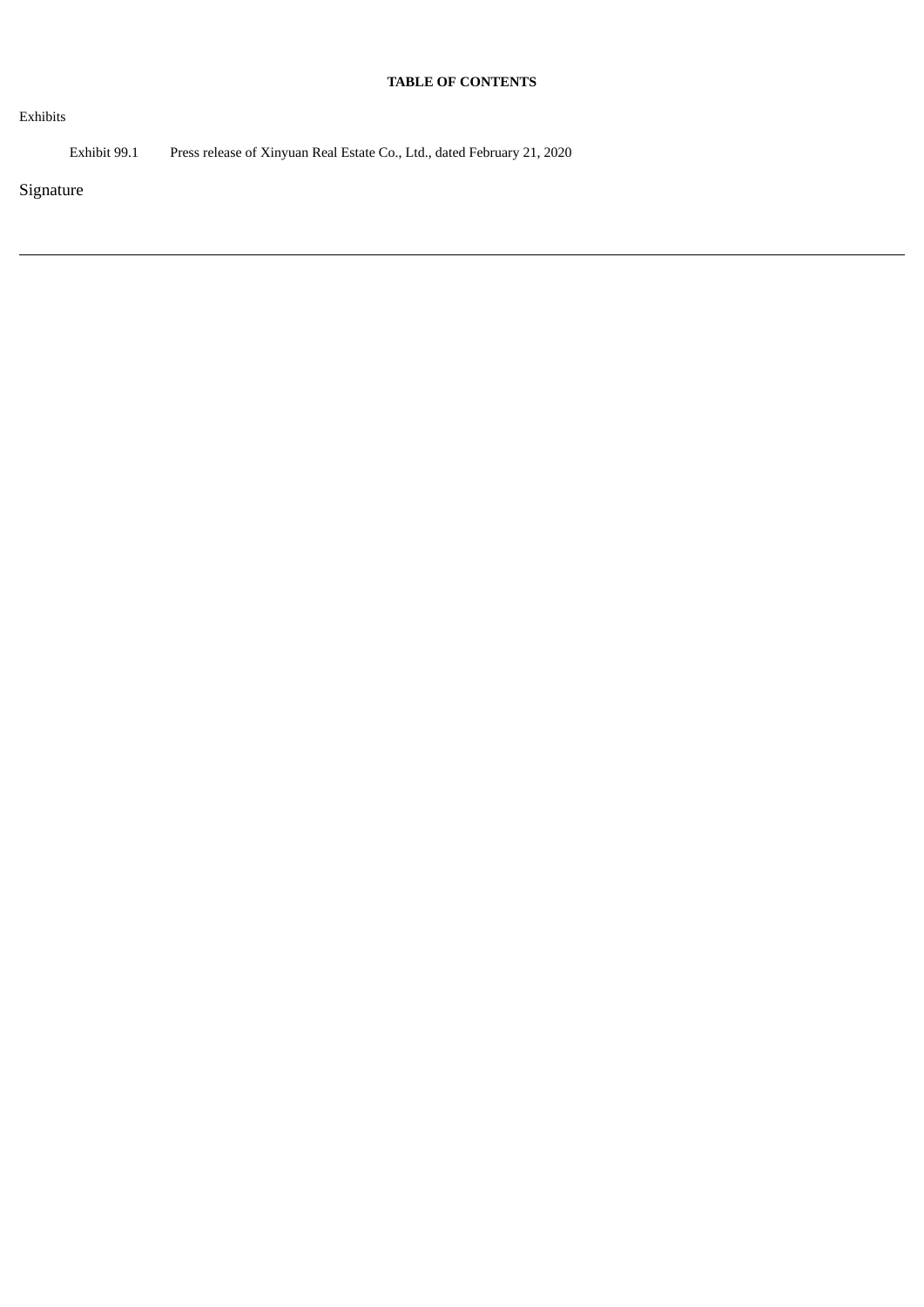**TABLE OF CONTENTS**

Exhibits

| | |
|---|---|
| Exhibit 99.1 | Press release of Xinyuan Real Estate Co., Ltd., dated February 21, 2020 |

Signature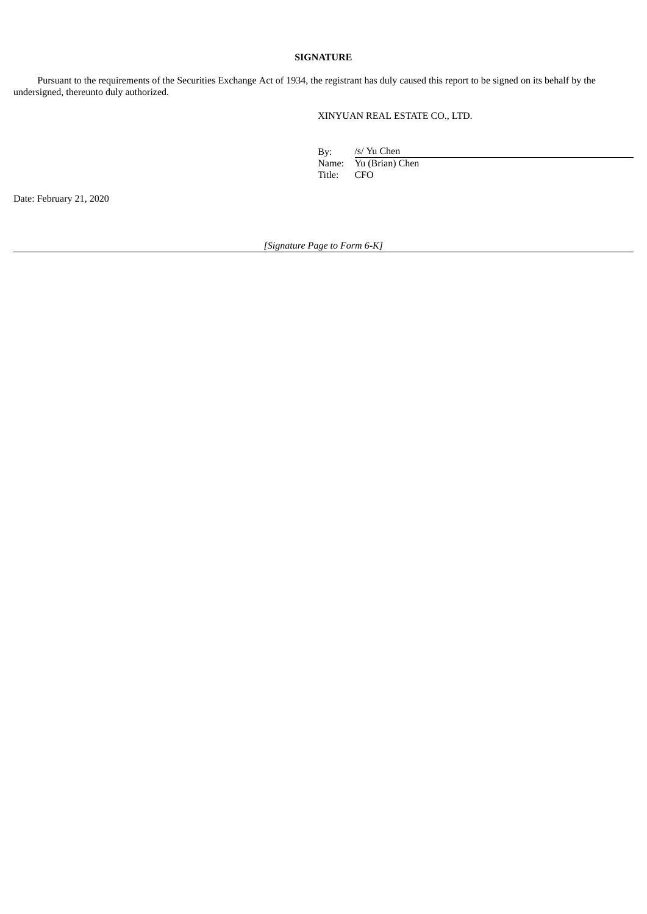**SIGNATURE**

Pursuant to the requirements of the Securities Exchange Act of 1934, the registrant has duly caused this report to be signed on its behalf by the undersigned, thereunto duly authorized.

XINYUAN REAL ESTATE CO., LTD.

| | |
|---|---|
| By: | /s/ Yu Chen |
| Name: | Yu (Brian) Chen |
| Title: | CFO |

Date: February 21, 2020

*[Signature Page to Form 6-K]*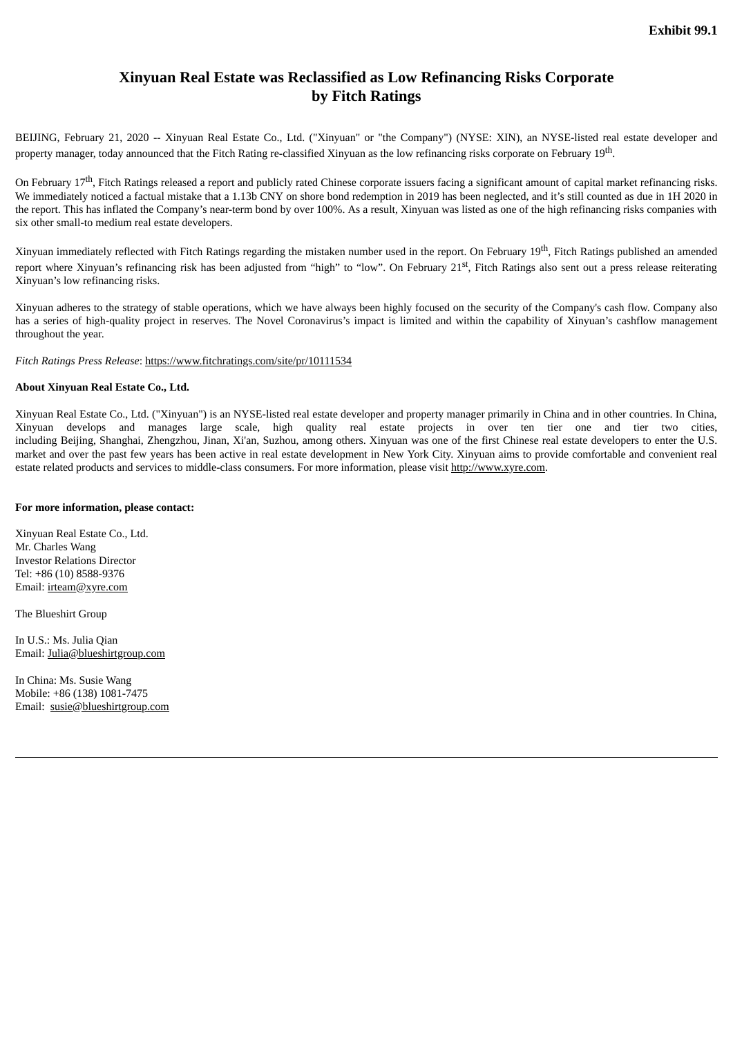**Exhibit 99.1**

# Xinyuan Real Estate was Reclassified as Low Refinancing Risks Corporate by Fitch Ratings

BEIJING, February 21, 2020 -- Xinyuan Real Estate Co., Ltd. ("Xinyuan" or "the Company") (NYSE: XIN), an NYSE-listed real estate developer and property manager, today announced that the Fitch Rating re-classified Xinyuan as the low refinancing risks corporate on February 19th.

On February 17th, Fitch Ratings released a report and publicly rated Chinese corporate issuers facing a significant amount of capital market refinancing risks. We immediately noticed a factual mistake that a 1.13b CNY on shore bond redemption in 2019 has been neglected, and it's still counted as due in 1H 2020 in the report. This has inflated the Company's near-term bond by over 100%. As a result, Xinyuan was listed as one of the high refinancing risks companies with six other small-to medium real estate developers.

Xinyuan immediately reflected with Fitch Ratings regarding the mistaken number used in the report. On February 19th, Fitch Ratings published an amended report where Xinyuan's refinancing risk has been adjusted from "high" to "low". On February 21st, Fitch Ratings also sent out a press release reiterating Xinyuan's low refinancing risks.

Xinyuan adheres to the strategy of stable operations, which we have always been highly focused on the security of the Company's cash flow. Company also has a series of high-quality project in reserves. The Novel Coronavirus's impact is limited and within the capability of Xinyuan's cashflow management throughout the year.

*Fitch Ratings Press Release*: https://www.fitchratings.com/site/pr/10111534

**About Xinyuan Real Estate Co., Ltd.**

Xinyuan Real Estate Co., Ltd. ("Xinyuan") is an NYSE-listed real estate developer and property manager primarily in China and in other countries. In China, Xinyuan develops and manages large scale, high quality real estate projects in over ten tier one and tier two cities, including Beijing, Shanghai, Zhengzhou, Jinan, Xi'an, Suzhou, among others. Xinyuan was one of the first Chinese real estate developers to enter the U.S. market and over the past few years has been active in real estate development in New York City. Xinyuan aims to provide comfortable and convenient real estate related products and services to middle-class consumers. For more information, please visit http://www.xyre.com.

**For more information, please contact:**

Xinyuan Real Estate Co., Ltd.
Mr. Charles Wang
Investor Relations Director
Tel: +86 (10) 8588-9376
Email: irteam@xyre.com

The Blueshirt Group

In U.S.: Ms. Julia Qian
Email: Julia@blueshirtgroup.com

In China: Ms. Susie Wang
Mobile: +86 (138) 1081-7475
Email: susie@blueshirtgroup.com